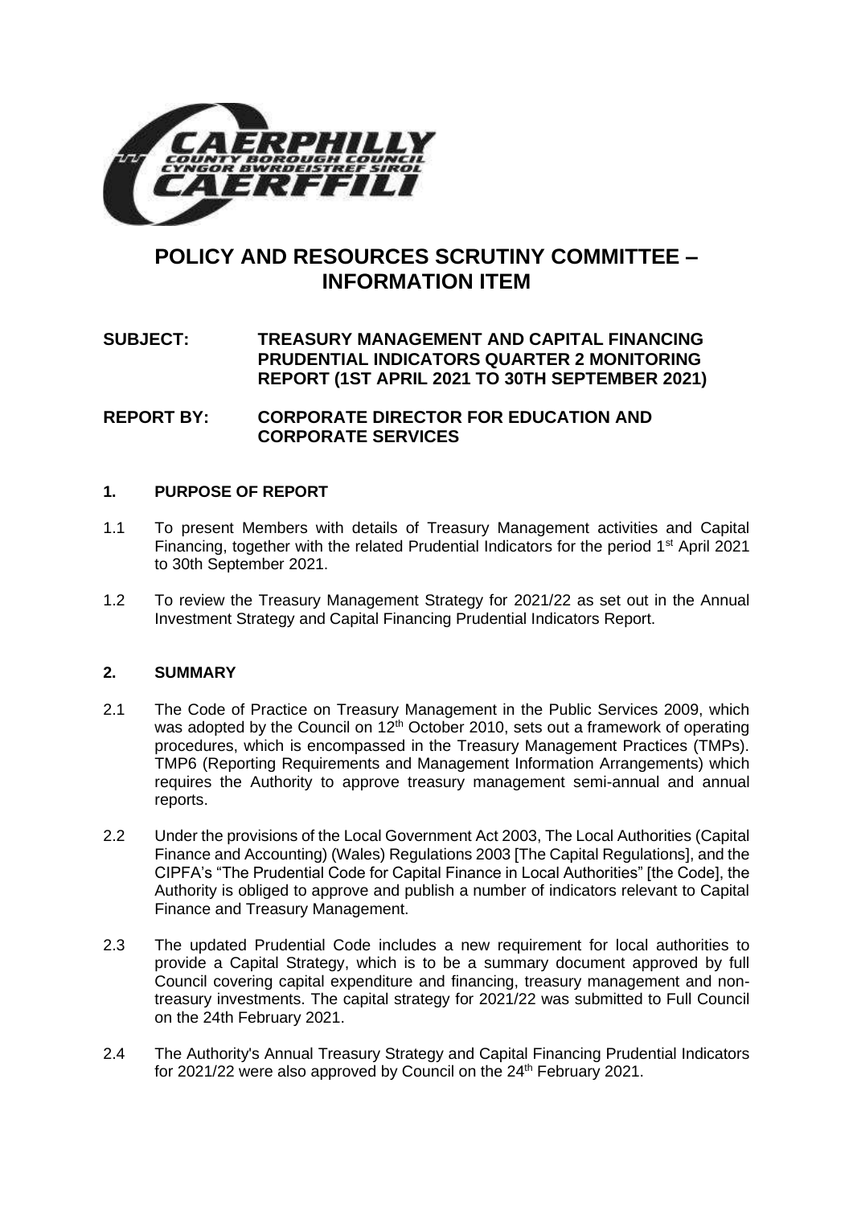# POLICY AND RESOURCES SCRUTINY COMMITTEE – INFORMATION ITEM

**SUBJECT: TREASURY MANAGEMENT AND CAPITAL FINANCING PRUDENTIAL INDICATORS QUARTER 2 MONITORING REPORT (1ST APRIL 2021 TO 30TH SEPTEMBER 2021)**

**REPORT BY: CORPORATE DIRECTOR FOR EDUCATION AND CORPORATE SERVICES**

## 1. PURPOSE OF REPORT

1.1 To present Members with details of Treasury Management activities and Capital Financing, together with the related Prudential Indicators for the period 1st April 2021 to 30th September 2021.

1.2 To review the Treasury Management Strategy for 2021/22 as set out in the Annual Investment Strategy and Capital Financing Prudential Indicators Report.

## 2. SUMMARY

2.1 The Code of Practice on Treasury Management in the Public Services 2009, which was adopted by the Council on 12th October 2010, sets out a framework of operating procedures, which is encompassed in the Treasury Management Practices (TMPs). TMP6 (Reporting Requirements and Management Information Arrangements) which requires the Authority to approve treasury management semi-annual and annual reports.

2.2 Under the provisions of the Local Government Act 2003, The Local Authorities (Capital Finance and Accounting) (Wales) Regulations 2003 [The Capital Regulations], and the CIPFA's "The Prudential Code for Capital Finance in Local Authorities" [the Code], the Authority is obliged to approve and publish a number of indicators relevant to Capital Finance and Treasury Management.

2.3 The updated Prudential Code includes a new requirement for local authorities to provide a Capital Strategy, which is to be a summary document approved by full Council covering capital expenditure and financing, treasury management and non-treasury investments. The capital strategy for 2021/22 was submitted to Full Council on the 24th February 2021.

2.4 The Authority's Annual Treasury Strategy and Capital Financing Prudential Indicators for 2021/22 were also approved by Council on the 24th February 2021.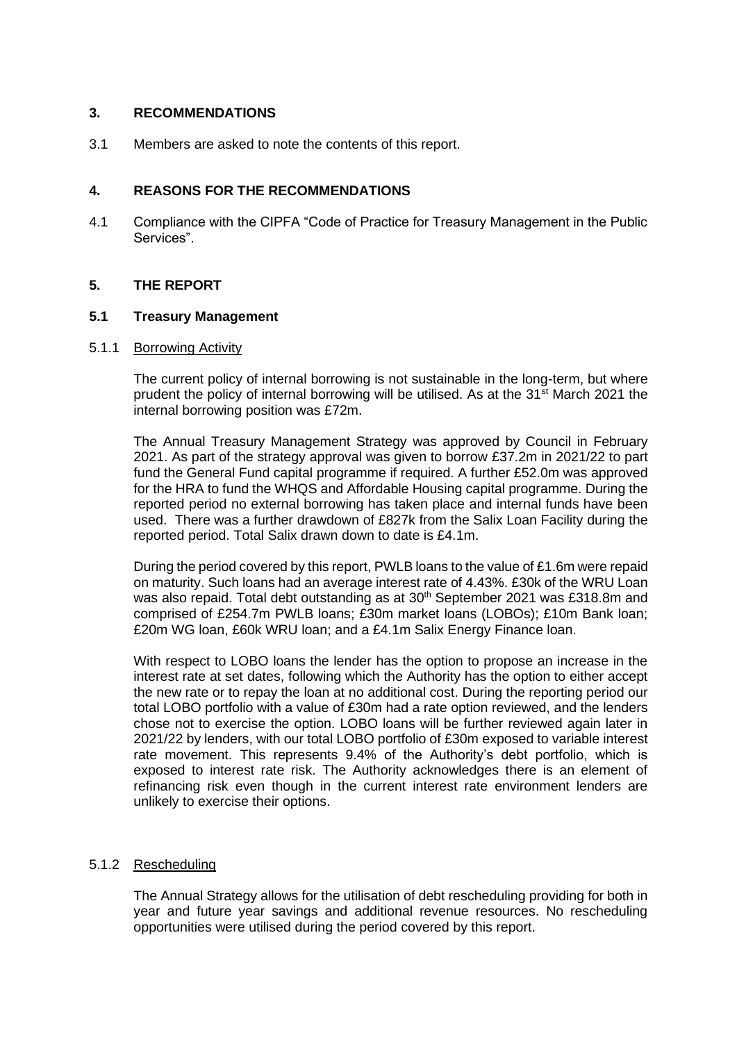## 3. RECOMMENDATIONS

3.1 Members are asked to note the contents of this report.

## 4. REASONS FOR THE RECOMMENDATIONS

4.1 Compliance with the CIPFA "Code of Practice for Treasury Management in the Public Services".

## 5. THE REPORT

### 5.1 Treasury Management

#### 5.1.1 Borrowing Activity

The current policy of internal borrowing is not sustainable in the long-term, but where prudent the policy of internal borrowing will be utilised. As at the 31st March 2021 the internal borrowing position was £72m.

The Annual Treasury Management Strategy was approved by Council in February 2021. As part of the strategy approval was given to borrow £37.2m in 2021/22 to part fund the General Fund capital programme if required. A further £52.0m was approved for the HRA to fund the WHQS and Affordable Housing capital programme. During the reported period no external borrowing has taken place and internal funds have been used. There was a further drawdown of £827k from the Salix Loan Facility during the reported period. Total Salix drawn down to date is £4.1m.

During the period covered by this report, PWLB loans to the value of £1.6m were repaid on maturity. Such loans had an average interest rate of 4.43%. £30k of the WRU Loan was also repaid. Total debt outstanding as at 30th September 2021 was £318.8m and comprised of £254.7m PWLB loans; £30m market loans (LOBOs); £10m Bank loan; £20m WG loan, £60k WRU loan; and a £4.1m Salix Energy Finance loan.

With respect to LOBO loans the lender has the option to propose an increase in the interest rate at set dates, following which the Authority has the option to either accept the new rate or to repay the loan at no additional cost. During the reporting period our total LOBO portfolio with a value of £30m had a rate option reviewed, and the lenders chose not to exercise the option. LOBO loans will be further reviewed again later in 2021/22 by lenders, with our total LOBO portfolio of £30m exposed to variable interest rate movement. This represents 9.4% of the Authority's debt portfolio, which is exposed to interest rate risk. The Authority acknowledges there is an element of refinancing risk even though in the current interest rate environment lenders are unlikely to exercise their options.

#### 5.1.2 Rescheduling

The Annual Strategy allows for the utilisation of debt rescheduling providing for both in year and future year savings and additional revenue resources. No rescheduling opportunities were utilised during the period covered by this report.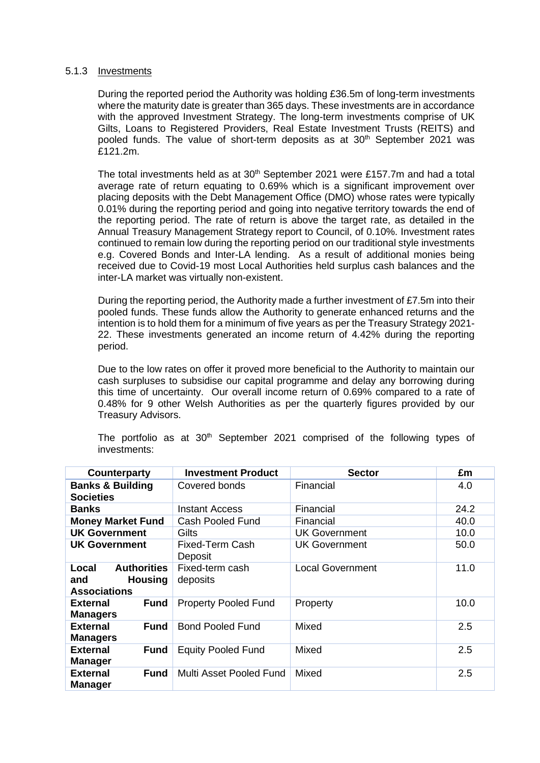#### 5.1.3 Investments

During the reported period the Authority was holding £36.5m of long-term investments where the maturity date is greater than 365 days. These investments are in accordance with the approved Investment Strategy. The long-term investments comprise of UK Gilts, Loans to Registered Providers, Real Estate Investment Trusts (REITS) and pooled funds. The value of short-term deposits as at 30th September 2021 was £121.2m.

The total investments held as at 30th September 2021 were £157.7m and had a total average rate of return equating to 0.69% which is a significant improvement over placing deposits with the Debt Management Office (DMO) whose rates were typically 0.01% during the reporting period and going into negative territory towards the end of the reporting period. The rate of return is above the target rate, as detailed in the Annual Treasury Management Strategy report to Council, of 0.10%. Investment rates continued to remain low during the reporting period on our traditional style investments e.g. Covered Bonds and Inter-LA lending. As a result of additional monies being received due to Covid-19 most Local Authorities held surplus cash balances and the inter-LA market was virtually non-existent.

During the reporting period, the Authority made a further investment of £7.5m into their pooled funds. These funds allow the Authority to generate enhanced returns and the intention is to hold them for a minimum of five years as per the Treasury Strategy 2021-22. These investments generated an income return of 4.42% during the reporting period.

Due to the low rates on offer it proved more beneficial to the Authority to maintain our cash surpluses to subsidise our capital programme and delay any borrowing during this time of uncertainty. Our overall income return of 0.69% compared to a rate of 0.48% for 9 other Welsh Authorities as per the quarterly figures provided by our Treasury Advisors.

The portfolio as at 30th September 2021 comprised of the following types of investments:

| Counterparty | Investment Product | Sector | £m |
|---|---|---|---|
| **Banks & Building Societies** | Covered bonds | Financial | 4.0 |
| **Banks** | Instant Access | Financial | 24.2 |
| **Money Market Fund** | Cash Pooled Fund | Financial | 40.0 |
| **UK Government** | Gilts | UK Government | 10.0 |
| **UK Government** | Fixed-Term Cash Deposit | UK Government | 50.0 |
| **Local Authorities and Housing Associations** | Fixed-term cash deposits | Local Government | 11.0 |
| **External Fund Managers** | Property Pooled Fund | Property | 10.0 |
| **External Fund Managers** | Bond Pooled Fund | Mixed | 2.5 |
| **External Fund Manager** | Equity Pooled Fund | Mixed | 2.5 |
| **External Fund Manager** | Multi Asset Pooled Fund | Mixed | 2.5 |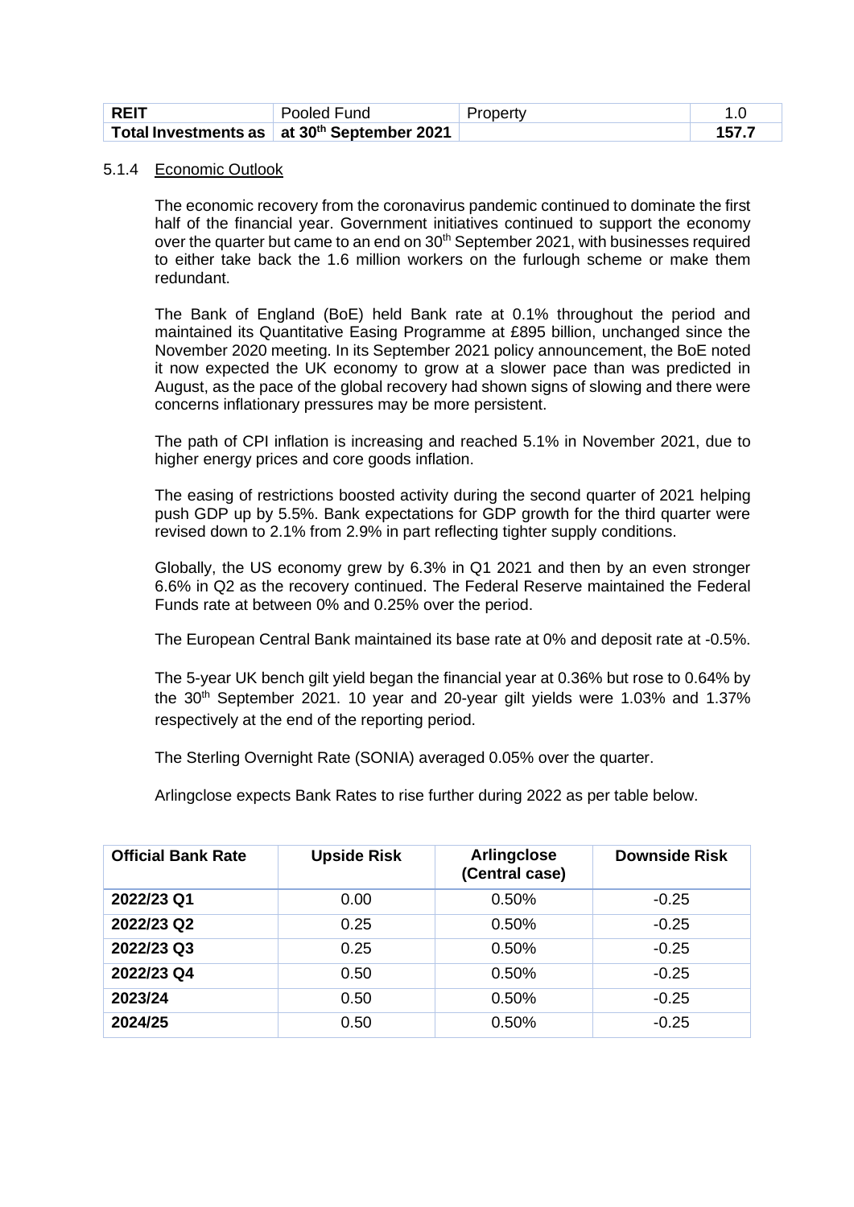| REIT | Pooled Fund | Property | 1.0 |
|---|---|---|---|
| **Total Investments as** | **at 30th September 2021** | | **157.7** |

5.1.4 Economic Outlook

The economic recovery from the coronavirus pandemic continued to dominate the first half of the financial year. Government initiatives continued to support the economy over the quarter but came to an end on 30th September 2021, with businesses required to either take back the 1.6 million workers on the furlough scheme or make them redundant.

The Bank of England (BoE) held Bank rate at 0.1% throughout the period and maintained its Quantitative Easing Programme at £895 billion, unchanged since the November 2020 meeting. In its September 2021 policy announcement, the BoE noted it now expected the UK economy to grow at a slower pace than was predicted in August, as the pace of the global recovery had shown signs of slowing and there were concerns inflationary pressures may be more persistent.

The path of CPI inflation is increasing and reached 5.1% in November 2021, due to higher energy prices and core goods inflation.

The easing of restrictions boosted activity during the second quarter of 2021 helping push GDP up by 5.5%. Bank expectations for GDP growth for the third quarter were revised down to 2.1% from 2.9% in part reflecting tighter supply conditions.

Globally, the US economy grew by 6.3% in Q1 2021 and then by an even stronger 6.6% in Q2 as the recovery continued. The Federal Reserve maintained the Federal Funds rate at between 0% and 0.25% over the period.

The European Central Bank maintained its base rate at 0% and deposit rate at -0.5%.

The 5-year UK bench gilt yield began the financial year at 0.36% but rose to 0.64% by the 30th September 2021. 10 year and 20-year gilt yields were 1.03% and 1.37% respectively at the end of the reporting period.

The Sterling Overnight Rate (SONIA) averaged 0.05% over the quarter.

Arlingclose expects Bank Rates to rise further during 2022 as per table below.

| Official Bank Rate | Upside Risk | Arlingclose (Central case) | Downside Risk |
|---|---|---|---|
| 2022/23 Q1 | 0.00 | 0.50% | -0.25 |
| 2022/23 Q2 | 0.25 | 0.50% | -0.25 |
| 2022/23 Q3 | 0.25 | 0.50% | -0.25 |
| 2022/23 Q4 | 0.50 | 0.50% | -0.25 |
| 2023/24 | 0.50 | 0.50% | -0.25 |
| 2024/25 | 0.50 | 0.50% | -0.25 |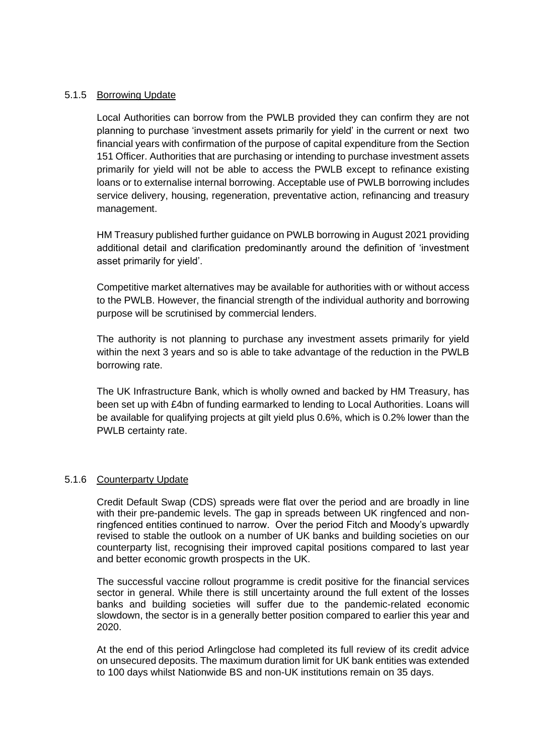### 5.1.5 Borrowing Update

Local Authorities can borrow from the PWLB provided they can confirm they are not planning to purchase 'investment assets primarily for yield' in the current or next two financial years with confirmation of the purpose of capital expenditure from the Section 151 Officer. Authorities that are purchasing or intending to purchase investment assets primarily for yield will not be able to access the PWLB except to refinance existing loans or to externalise internal borrowing. Acceptable use of PWLB borrowing includes service delivery, housing, regeneration, preventative action, refinancing and treasury management.

HM Treasury published further guidance on PWLB borrowing in August 2021 providing additional detail and clarification predominantly around the definition of 'investment asset primarily for yield'.

Competitive market alternatives may be available for authorities with or without access to the PWLB. However, the financial strength of the individual authority and borrowing purpose will be scrutinised by commercial lenders.

The authority is not planning to purchase any investment assets primarily for yield within the next 3 years and so is able to take advantage of the reduction in the PWLB borrowing rate.

The UK Infrastructure Bank, which is wholly owned and backed by HM Treasury, has been set up with £4bn of funding earmarked to lending to Local Authorities. Loans will be available for qualifying projects at gilt yield plus 0.6%, which is 0.2% lower than the PWLB certainty rate.

### 5.1.6 Counterparty Update

Credit Default Swap (CDS) spreads were flat over the period and are broadly in line with their pre-pandemic levels. The gap in spreads between UK ringfenced and non-ringfenced entities continued to narrow. Over the period Fitch and Moody's upwardly revised to stable the outlook on a number of UK banks and building societies on our counterparty list, recognising their improved capital positions compared to last year and better economic growth prospects in the UK.

The successful vaccine rollout programme is credit positive for the financial services sector in general. While there is still uncertainty around the full extent of the losses banks and building societies will suffer due to the pandemic-related economic slowdown, the sector is in a generally better position compared to earlier this year and 2020.

At the end of this period Arlingclose had completed its full review of its credit advice on unsecured deposits. The maximum duration limit for UK bank entities was extended to 100 days whilst Nationwide BS and non-UK institutions remain on 35 days.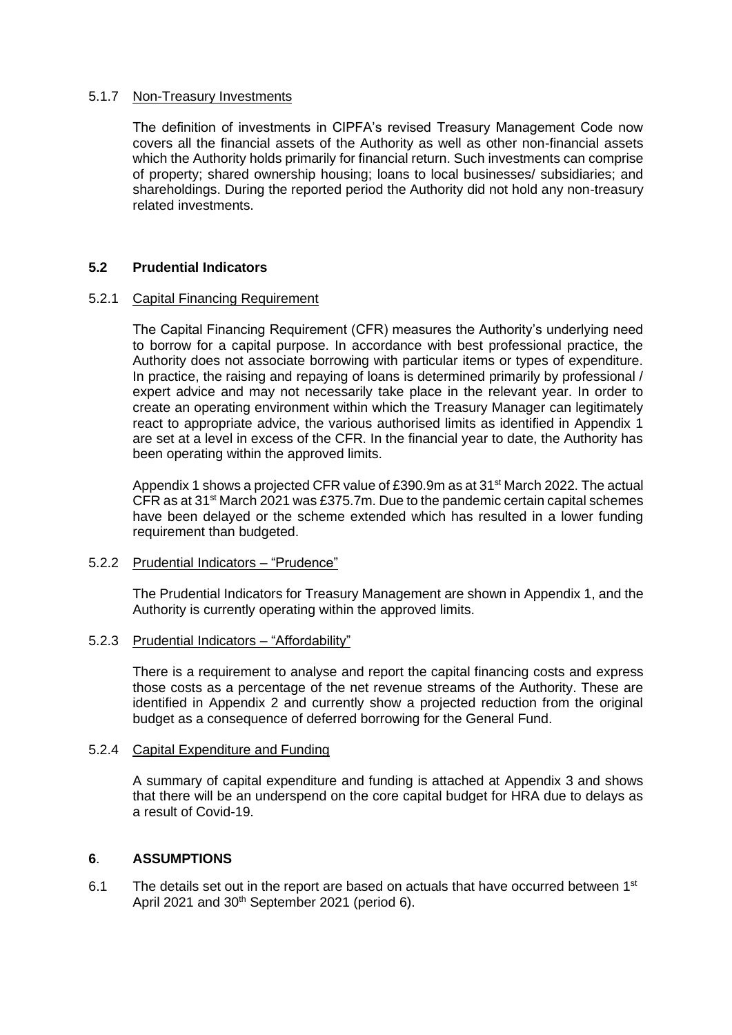#### 5.1.7 Non-Treasury Investments

The definition of investments in CIPFA's revised Treasury Management Code now covers all the financial assets of the Authority as well as other non-financial assets which the Authority holds primarily for financial return. Such investments can comprise of property; shared ownership housing; loans to local businesses/ subsidiaries; and shareholdings. During the reported period the Authority did not hold any non-treasury related investments.

### 5.2 Prudential Indicators

#### 5.2.1 Capital Financing Requirement

The Capital Financing Requirement (CFR) measures the Authority's underlying need to borrow for a capital purpose. In accordance with best professional practice, the Authority does not associate borrowing with particular items or types of expenditure. In practice, the raising and repaying of loans is determined primarily by professional / expert advice and may not necessarily take place in the relevant year. In order to create an operating environment within which the Treasury Manager can legitimately react to appropriate advice, the various authorised limits as identified in Appendix 1 are set at a level in excess of the CFR. In the financial year to date, the Authority has been operating within the approved limits.

Appendix 1 shows a projected CFR value of £390.9m as at 31st March 2022. The actual CFR as at 31st March 2021 was £375.7m. Due to the pandemic certain capital schemes have been delayed or the scheme extended which has resulted in a lower funding requirement than budgeted.

#### 5.2.2 Prudential Indicators – "Prudence"

The Prudential Indicators for Treasury Management are shown in Appendix 1, and the Authority is currently operating within the approved limits.

#### 5.2.3 Prudential Indicators – "Affordability"

There is a requirement to analyse and report the capital financing costs and express those costs as a percentage of the net revenue streams of the Authority. These are identified in Appendix 2 and currently show a projected reduction from the original budget as a consequence of deferred borrowing for the General Fund.

#### 5.2.4 Capital Expenditure and Funding

A summary of capital expenditure and funding is attached at Appendix 3 and shows that there will be an underspend on the core capital budget for HRA due to delays as a result of Covid-19.

## 6. ASSUMPTIONS

6.1 The details set out in the report are based on actuals that have occurred between 1st April 2021 and 30th September 2021 (period 6).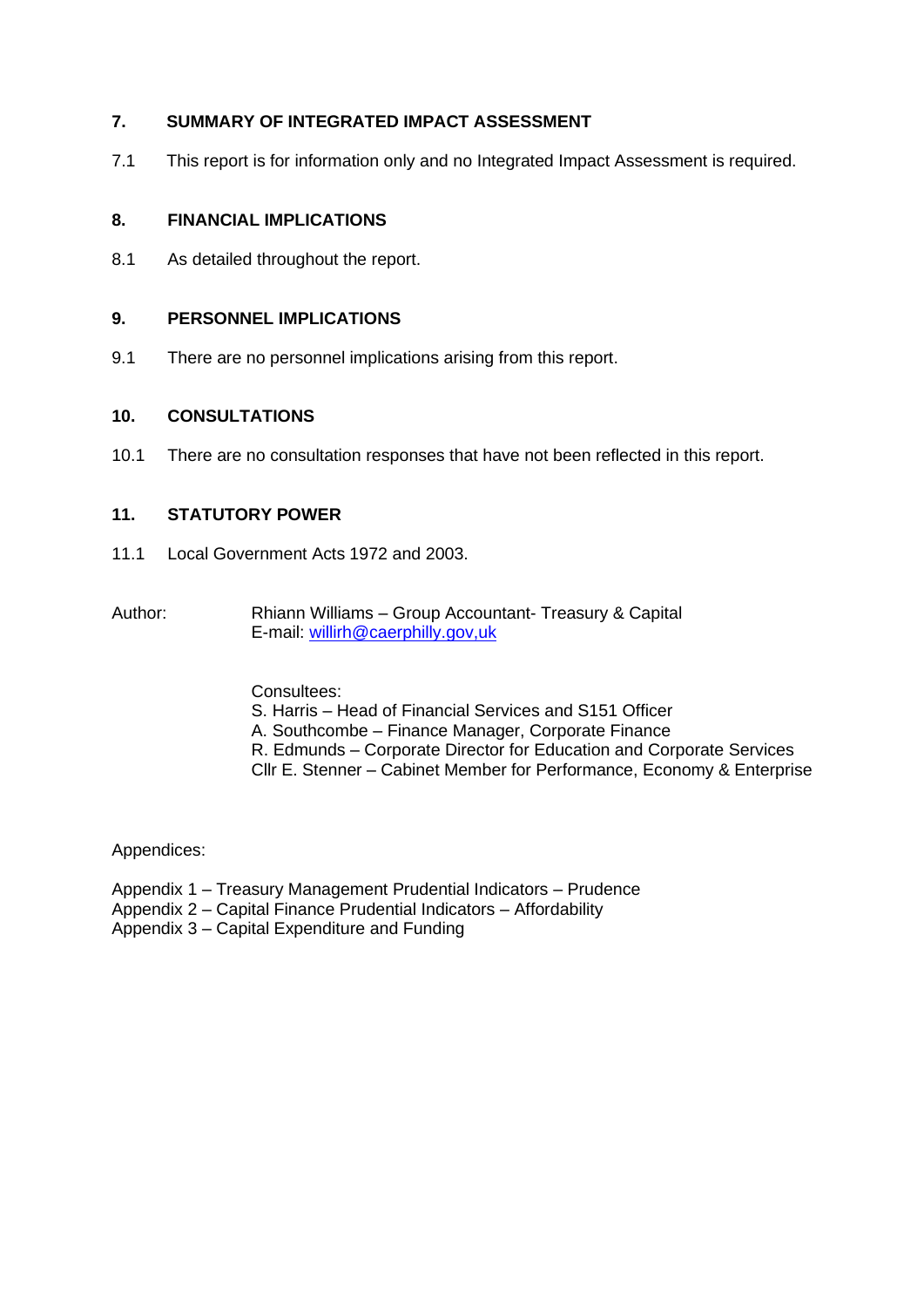## 7. SUMMARY OF INTEGRATED IMPACT ASSESSMENT

7.1 This report is for information only and no Integrated Impact Assessment is required.

## 8. FINANCIAL IMPLICATIONS

8.1 As detailed throughout the report.

## 9. PERSONNEL IMPLICATIONS

9.1 There are no personnel implications arising from this report.

## 10. CONSULTATIONS

10.1 There are no consultation responses that have not been reflected in this report.

## 11. STATUTORY POWER

11.1 Local Government Acts 1972 and 2003.

Author: Rhiann Williams – Group Accountant- Treasury & Capital
E-mail: willirh@caerphilly.gov,uk

Consultees:
S. Harris – Head of Financial Services and S151 Officer
A. Southcombe – Finance Manager, Corporate Finance
R. Edmunds – Corporate Director for Education and Corporate Services
Cllr E. Stenner – Cabinet Member for Performance, Economy & Enterprise

Appendices:

Appendix 1 – Treasury Management Prudential Indicators – Prudence
Appendix 2 – Capital Finance Prudential Indicators – Affordability
Appendix 3 – Capital Expenditure and Funding